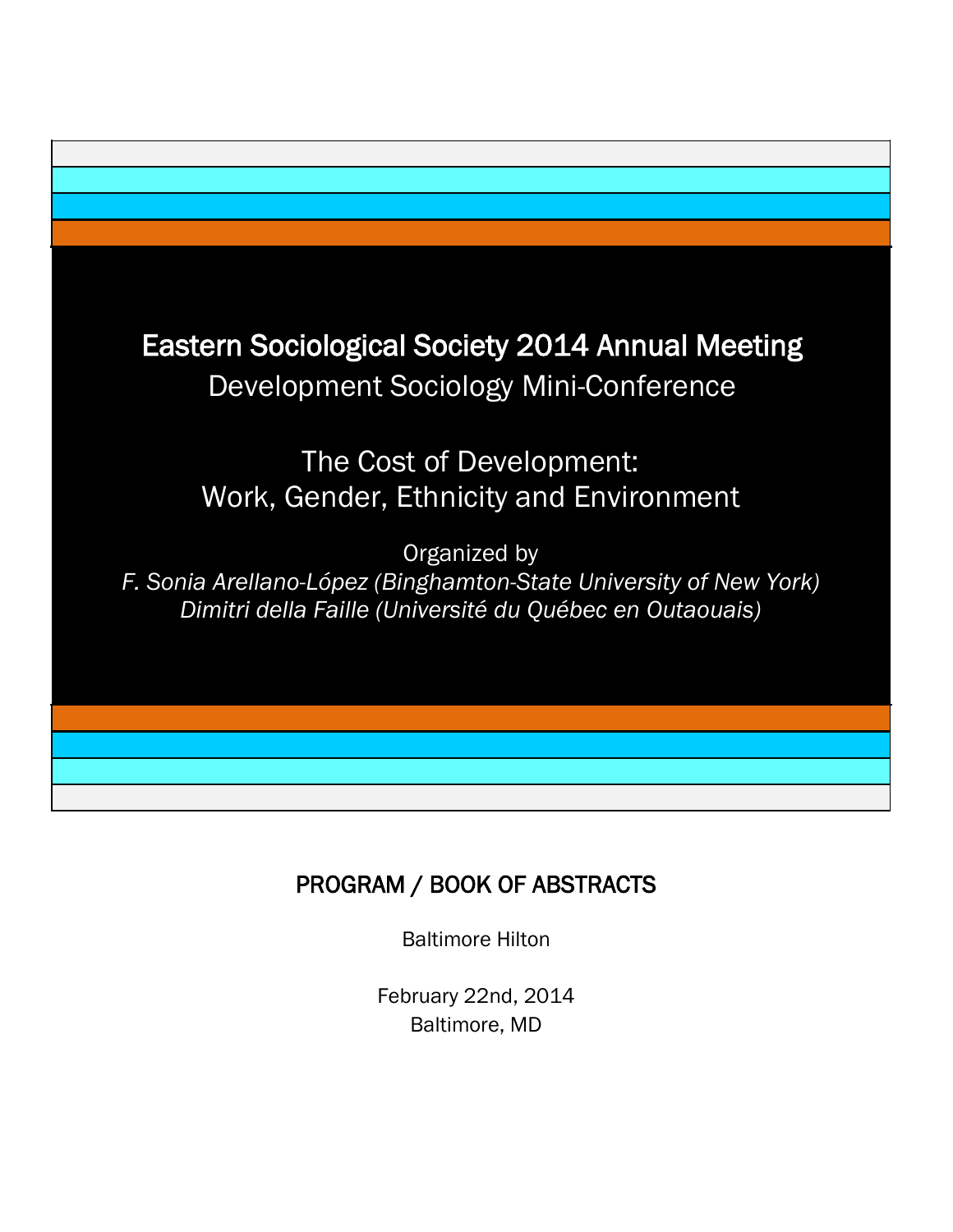# Eastern Sociological Society 2014 Annual Meeting

## Development Sociology Mini-Conference

## The Cost of Development: Work, Gender, Ethnicity and Environment

Organized by

*F. Sonia Arellano-López (Binghamton-State University of New York)*

*Dimitri della Faille (Université du Québec en Outaouais)*

# PROGRAM / BOOK OF ABSTRACTS

Baltimore Hilton

February 22nd, 2014

Baltimore, MD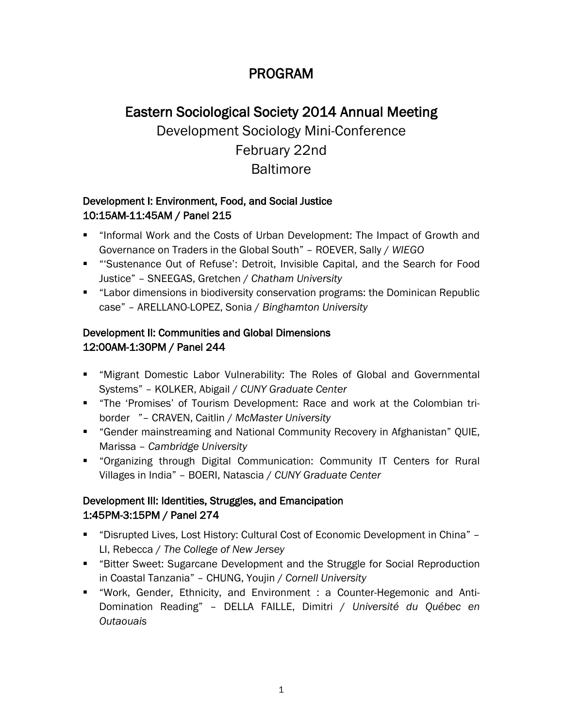# PROGRAM

## Eastern Sociological Society 2014 Annual Meeting

Development Sociology Mini-Conference

February 22nd

Baltimore

### Development I: Environment, Food, and Social Justice
### 10:15AM-11:45AM / Panel 215

- "Informal Work and the Costs of Urban Development: The Impact of Growth and Governance on Traders in the Global South" – ROEVER, Sally / *WIEGO*
- "'Sustenance Out of Refuse': Detroit, Invisible Capital, and the Search for Food Justice" – SNEEGAS, Gretchen / *Chatham University*
- "Labor dimensions in biodiversity conservation programs: the Dominican Republic case" – ARELLANO-LOPEZ, Sonia / *Binghamton University*

### Development II: Communities and Global Dimensions
### 12:00AM-1:30PM / Panel 244

- "Migrant Domestic Labor Vulnerability: The Roles of Global and Governmental Systems" – KOLKER, Abigail / *CUNY Graduate Center*
- "The 'Promises' of Tourism Development: Race and work at the Colombian tri-border "– CRAVEN, Caitlin / *McMaster University*
- "Gender mainstreaming and National Community Recovery in Afghanistan" QUIE, Marissa – *Cambridge University*
- "Organizing through Digital Communication: Community IT Centers for Rural Villages in India" – BOERI, Natascia / *CUNY Graduate Center*

### Development III: Identities, Struggles, and Emancipation
### 1:45PM-3:15PM / Panel 274

- "Disrupted Lives, Lost History: Cultural Cost of Economic Development in China" – LI, Rebecca / *The College of New Jersey*
- "Bitter Sweet: Sugarcane Development and the Struggle for Social Reproduction in Coastal Tanzania" – CHUNG, Youjin / *Cornell University*
- "Work, Gender, Ethnicity, and Environment : a Counter-Hegemonic and Anti-Domination Reading" – DELLA FAILLE, Dimitri / *Université du Québec en Outaouais*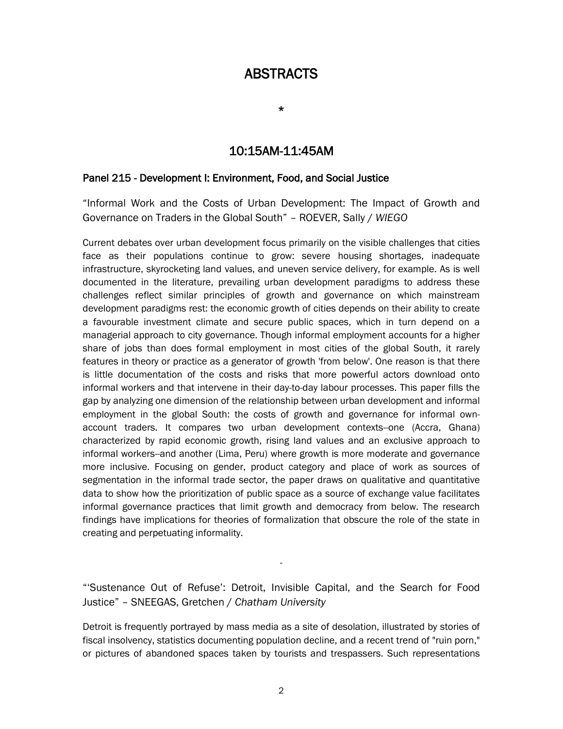# ABSTRACTS

*

## 10:15AM-11:45AM

### Panel 215 - Development I: Environment, Food, and Social Justice

"Informal Work and the Costs of Urban Development: The Impact of Growth and Governance on Traders in the Global South" – ROEVER, Sally / *WIEGO*

Current debates over urban development focus primarily on the visible challenges that cities face as their populations continue to grow: severe housing shortages, inadequate infrastructure, skyrocketing land values, and uneven service delivery, for example. As is well documented in the literature, prevailing urban development paradigms to address these challenges reflect similar principles of growth and governance on which mainstream development paradigms rest: the economic growth of cities depends on their ability to create a favourable investment climate and secure public spaces, which in turn depend on a managerial approach to city governance. Though informal employment accounts for a higher share of jobs than does formal employment in most cities of the global South, it rarely features in theory or practice as a generator of growth 'from below'. One reason is that there is little documentation of the costs and risks that more powerful actors download onto informal workers and that intervene in their day-to-day labour processes. This paper fills the gap by analyzing one dimension of the relationship between urban development and informal employment in the global South: the costs of growth and governance for informal own-account traders. It compares two urban development contexts--one (Accra, Ghana) characterized by rapid economic growth, rising land values and an exclusive approach to informal workers--and another (Lima, Peru) where growth is more moderate and governance more inclusive. Focusing on gender, product category and place of work as sources of segmentation in the informal trade sector, the paper draws on qualitative and quantitative data to show how the prioritization of public space as a source of exchange value facilitates informal governance practices that limit growth and democracy from below. The research findings have implications for theories of formalization that obscure the role of the state in creating and perpetuating informality.

-

"'Sustenance Out of Refuse': Detroit, Invisible Capital, and the Search for Food Justice" – SNEEGAS, Gretchen / *Chatham University*

Detroit is frequently portrayed by mass media as a site of desolation, illustrated by stories of fiscal insolvency, statistics documenting population decline, and a recent trend of "ruin porn," or pictures of abandoned spaces taken by tourists and trespassers. Such representations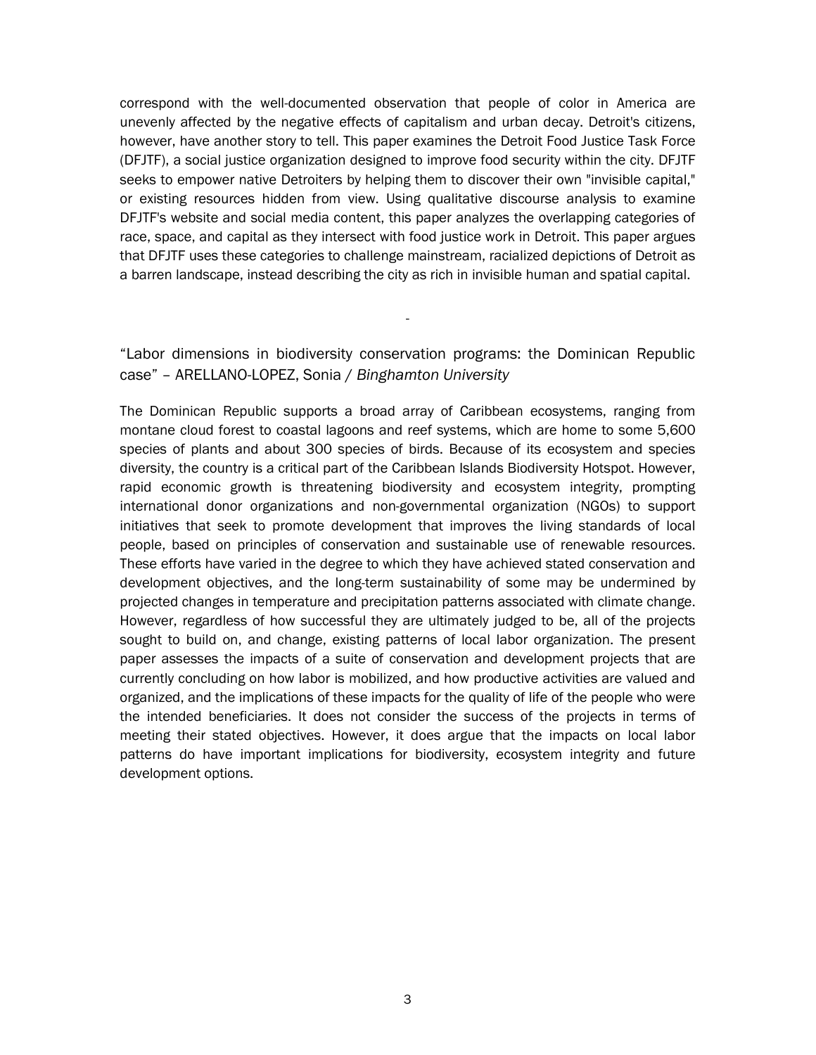correspond with the well-documented observation that people of color in America are unevenly affected by the negative effects of capitalism and urban decay. Detroit's citizens, however, have another story to tell. This paper examines the Detroit Food Justice Task Force (DFJTF), a social justice organization designed to improve food security within the city. DFJTF seeks to empower native Detroiters by helping them to discover their own "invisible capital," or existing resources hidden from view. Using qualitative discourse analysis to examine DFJTF's website and social media content, this paper analyzes the overlapping categories of race, space, and capital as they intersect with food justice work in Detroit. This paper argues that DFJTF uses these categories to challenge mainstream, racialized depictions of Detroit as a barren landscape, instead describing the city as rich in invisible human and spatial capital.

-

"Labor dimensions in biodiversity conservation programs: the Dominican Republic case" – ARELLANO-LOPEZ, Sonia / *Binghamton University*

The Dominican Republic supports a broad array of Caribbean ecosystems, ranging from montane cloud forest to coastal lagoons and reef systems, which are home to some 5,600 species of plants and about 300 species of birds. Because of its ecosystem and species diversity, the country is a critical part of the Caribbean Islands Biodiversity Hotspot. However, rapid economic growth is threatening biodiversity and ecosystem integrity, prompting international donor organizations and non-governmental organization (NGOs) to support initiatives that seek to promote development that improves the living standards of local people, based on principles of conservation and sustainable use of renewable resources. These efforts have varied in the degree to which they have achieved stated conservation and development objectives, and the long-term sustainability of some may be undermined by projected changes in temperature and precipitation patterns associated with climate change. However, regardless of how successful they are ultimately judged to be, all of the projects sought to build on, and change, existing patterns of local labor organization. The present paper assesses the impacts of a suite of conservation and development projects that are currently concluding on how labor is mobilized, and how productive activities are valued and organized, and the implications of these impacts for the quality of life of the people who were the intended beneficiaries. It does not consider the success of the projects in terms of meeting their stated objectives. However, it does argue that the impacts on local labor patterns do have important implications for biodiversity, ecosystem integrity and future development options.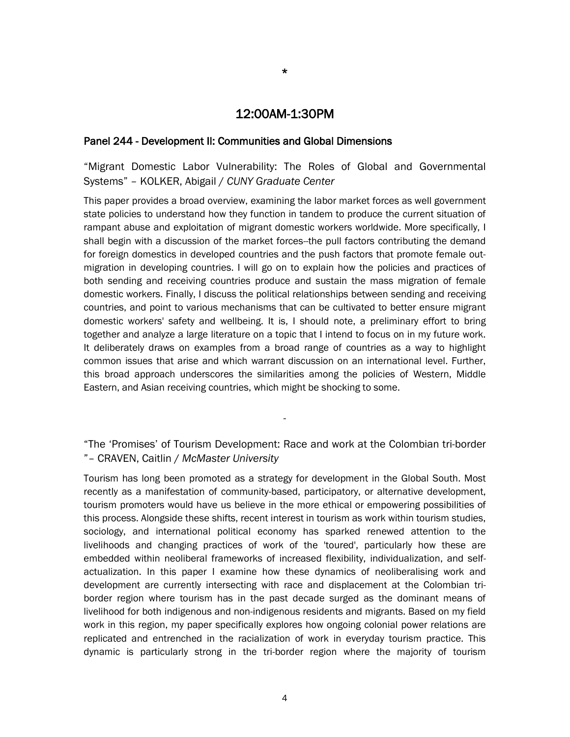*

## 12:00AM-1:30PM

### Panel 244 - Development II: Communities and Global Dimensions

"Migrant Domestic Labor Vulnerability: The Roles of Global and Governmental Systems" – KOLKER, Abigail / *CUNY Graduate Center*

This paper provides a broad overview, examining the labor market forces as well government state policies to understand how they function in tandem to produce the current situation of rampant abuse and exploitation of migrant domestic workers worldwide. More specifically, I shall begin with a discussion of the market forces--the pull factors contributing the demand for foreign domestics in developed countries and the push factors that promote female out-migration in developing countries. I will go on to explain how the policies and practices of both sending and receiving countries produce and sustain the mass migration of female domestic workers. Finally, I discuss the political relationships between sending and receiving countries, and point to various mechanisms that can be cultivated to better ensure migrant domestic workers' safety and wellbeing. It is, I should note, a preliminary effort to bring together and analyze a large literature on a topic that I intend to focus on in my future work. It deliberately draws on examples from a broad range of countries as a way to highlight common issues that arise and which warrant discussion on an international level. Further, this broad approach underscores the similarities among the policies of Western, Middle Eastern, and Asian receiving countries, which might be shocking to some.

-

"The 'Promises' of Tourism Development: Race and work at the Colombian tri-border " – CRAVEN, Caitlin / *McMaster University*

Tourism has long been promoted as a strategy for development in the Global South. Most recently as a manifestation of community-based, participatory, or alternative development, tourism promoters would have us believe in the more ethical or empowering possibilities of this process. Alongside these shifts, recent interest in tourism as work within tourism studies, sociology, and international political economy has sparked renewed attention to the livelihoods and changing practices of work of the 'toured', particularly how these are embedded within neoliberal frameworks of increased flexibility, individualization, and self-actualization. In this paper I examine how these dynamics of neoliberalising work and development are currently intersecting with race and displacement at the Colombian tri-border region where tourism has in the past decade surged as the dominant means of livelihood for both indigenous and non-indigenous residents and migrants. Based on my field work in this region, my paper specifically explores how ongoing colonial power relations are replicated and entrenched in the racialization of work in everyday tourism practice. This dynamic is particularly strong in the tri-border region where the majority of tourism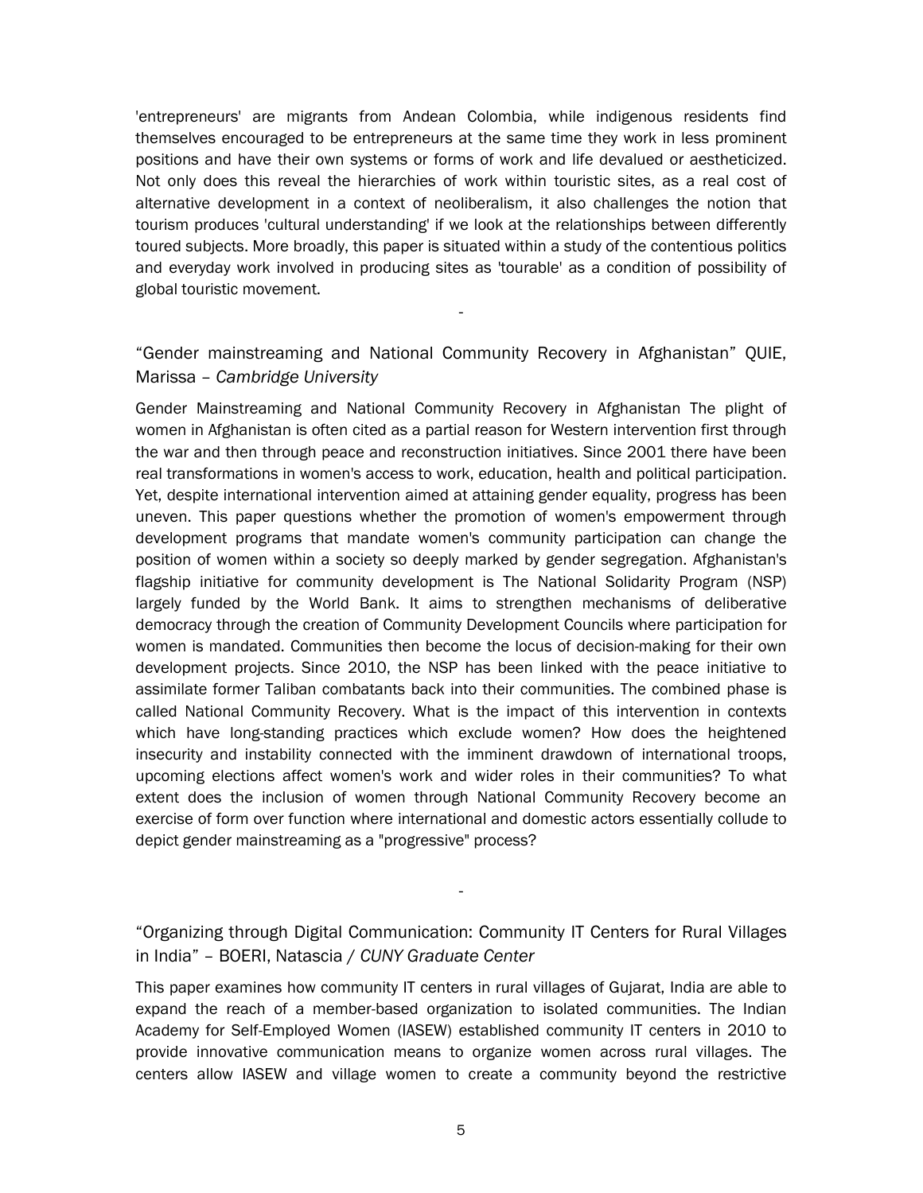'entrepreneurs' are migrants from Andean Colombia, while indigenous residents find themselves encouraged to be entrepreneurs at the same time they work in less prominent positions and have their own systems or forms of work and life devalued or aestheticized. Not only does this reveal the hierarchies of work within touristic sites, as a real cost of alternative development in a context of neoliberalism, it also challenges the notion that tourism produces 'cultural understanding' if we look at the relationships between differently toured subjects. More broadly, this paper is situated within a study of the contentious politics and everyday work involved in producing sites as 'tourable' as a condition of possibility of global touristic movement.

-

### "Gender mainstreaming and National Community Recovery in Afghanistan" QUIE, Marissa – *Cambridge University*

Gender Mainstreaming and National Community Recovery in Afghanistan The plight of women in Afghanistan is often cited as a partial reason for Western intervention first through the war and then through peace and reconstruction initiatives. Since 2001 there have been real transformations in women's access to work, education, health and political participation. Yet, despite international intervention aimed at attaining gender equality, progress has been uneven. This paper questions whether the promotion of women's empowerment through development programs that mandate women's community participation can change the position of women within a society so deeply marked by gender segregation. Afghanistan's flagship initiative for community development is The National Solidarity Program (NSP) largely funded by the World Bank. It aims to strengthen mechanisms of deliberative democracy through the creation of Community Development Councils where participation for women is mandated. Communities then become the locus of decision-making for their own development projects. Since 2010, the NSP has been linked with the peace initiative to assimilate former Taliban combatants back into their communities. The combined phase is called National Community Recovery. What is the impact of this intervention in contexts which have long-standing practices which exclude women? How does the heightened insecurity and instability connected with the imminent drawdown of international troops, upcoming elections affect women's work and wider roles in their communities? To what extent does the inclusion of women through National Community Recovery become an exercise of form over function where international and domestic actors essentially collude to depict gender mainstreaming as a "progressive" process?

-

### "Organizing through Digital Communication: Community IT Centers for Rural Villages in India" – BOERI, Natascia / *CUNY Graduate Center*

This paper examines how community IT centers in rural villages of Gujarat, India are able to expand the reach of a member-based organization to isolated communities. The Indian Academy for Self-Employed Women (IASEW) established community IT centers in 2010 to provide innovative communication means to organize women across rural villages. The centers allow IASEW and village women to create a community beyond the restrictive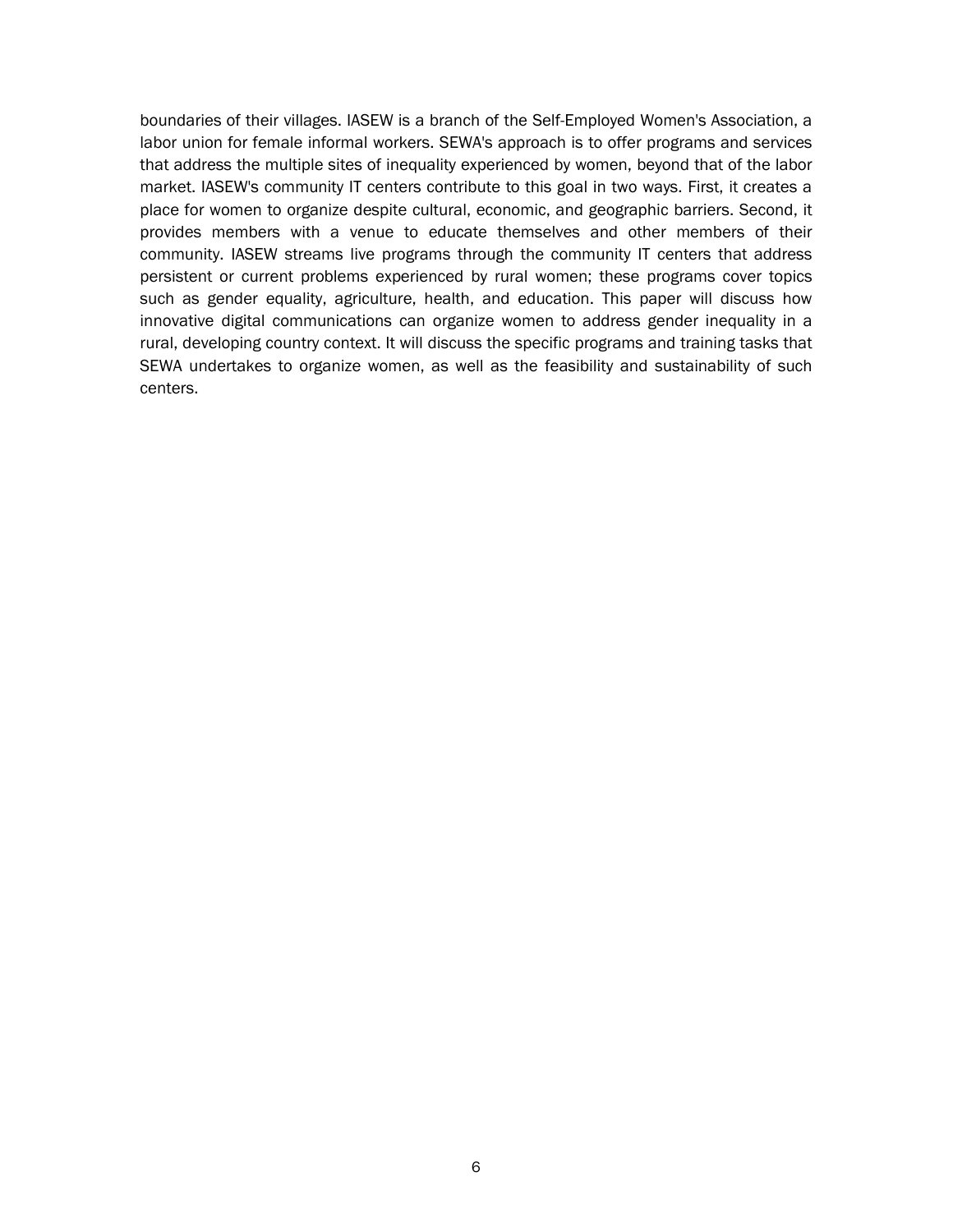boundaries of their villages. IASEW is a branch of the Self-Employed Women's Association, a labor union for female informal workers. SEWA's approach is to offer programs and services that address the multiple sites of inequality experienced by women, beyond that of the labor market. IASEW's community IT centers contribute to this goal in two ways. First, it creates a place for women to organize despite cultural, economic, and geographic barriers. Second, it provides members with a venue to educate themselves and other members of their community. IASEW streams live programs through the community IT centers that address persistent or current problems experienced by rural women; these programs cover topics such as gender equality, agriculture, health, and education. This paper will discuss how innovative digital communications can organize women to address gender inequality in a rural, developing country context. It will discuss the specific programs and training tasks that SEWA undertakes to organize women, as well as the feasibility and sustainability of such centers.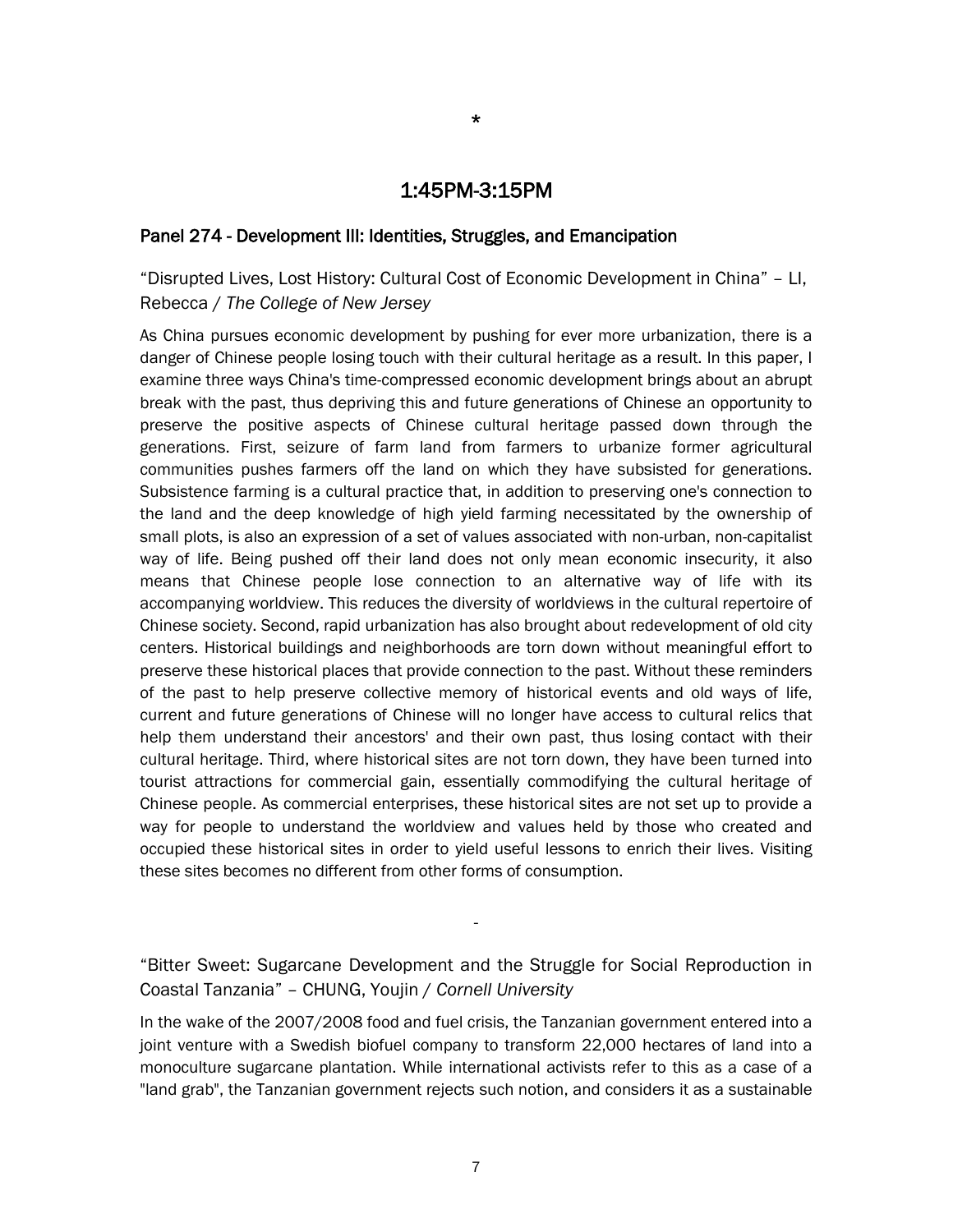*

## 1:45PM-3:15PM

### Panel 274 - Development III: Identities, Struggles, and Emancipation

“Disrupted Lives, Lost History: Cultural Cost of Economic Development in China” – LI, Rebecca / *The College of New Jersey*

As China pursues economic development by pushing for ever more urbanization, there is a danger of Chinese people losing touch with their cultural heritage as a result. In this paper, I examine three ways China's time-compressed economic development brings about an abrupt break with the past, thus depriving this and future generations of Chinese an opportunity to preserve the positive aspects of Chinese cultural heritage passed down through the generations. First, seizure of farm land from farmers to urbanize former agricultural communities pushes farmers off the land on which they have subsisted for generations. Subsistence farming is a cultural practice that, in addition to preserving one's connection to the land and the deep knowledge of high yield farming necessitated by the ownership of small plots, is also an expression of a set of values associated with non-urban, non-capitalist way of life. Being pushed off their land does not only mean economic insecurity, it also means that Chinese people lose connection to an alternative way of life with its accompanying worldview. This reduces the diversity of worldviews in the cultural repertoire of Chinese society. Second, rapid urbanization has also brought about redevelopment of old city centers. Historical buildings and neighborhoods are torn down without meaningful effort to preserve these historical places that provide connection to the past. Without these reminders of the past to help preserve collective memory of historical events and old ways of life, current and future generations of Chinese will no longer have access to cultural relics that help them understand their ancestors' and their own past, thus losing contact with their cultural heritage. Third, where historical sites are not torn down, they have been turned into tourist attractions for commercial gain, essentially commodifying the cultural heritage of Chinese people. As commercial enterprises, these historical sites are not set up to provide a way for people to understand the worldview and values held by those who created and occupied these historical sites in order to yield useful lessons to enrich their lives. Visiting these sites becomes no different from other forms of consumption.

-

“Bitter Sweet: Sugarcane Development and the Struggle for Social Reproduction in Coastal Tanzania” – CHUNG, Youjin / *Cornell University*

In the wake of the 2007/2008 food and fuel crisis, the Tanzanian government entered into a joint venture with a Swedish biofuel company to transform 22,000 hectares of land into a monoculture sugarcane plantation. While international activists refer to this as a case of a "land grab", the Tanzanian government rejects such notion, and considers it as a sustainable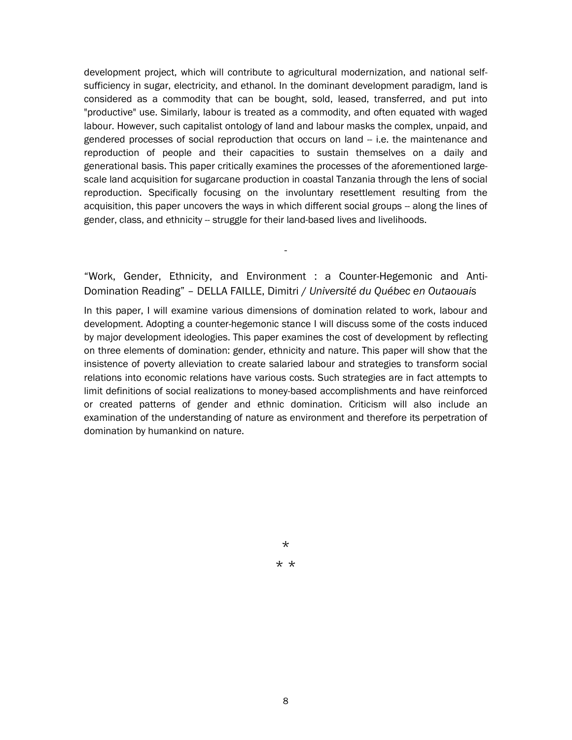development project, which will contribute to agricultural modernization, and national self-sufficiency in sugar, electricity, and ethanol. In the dominant development paradigm, land is considered as a commodity that can be bought, sold, leased, transferred, and put into "productive" use. Similarly, labour is treated as a commodity, and often equated with waged labour. However, such capitalist ontology of land and labour masks the complex, unpaid, and gendered processes of social reproduction that occurs on land -- i.e. the maintenance and reproduction of people and their capacities to sustain themselves on a daily and generational basis. This paper critically examines the processes of the aforementioned large-scale land acquisition for sugarcane production in coastal Tanzania through the lens of social reproduction. Specifically focusing on the involuntary resettlement resulting from the acquisition, this paper uncovers the ways in which different social groups -- along the lines of gender, class, and ethnicity -- struggle for their land-based lives and livelihoods.

-

"Work, Gender, Ethnicity, and Environment : a Counter-Hegemonic and Anti-Domination Reading" – DELLA FAILLE, Dimitri / *Université du Québec en Outaouais*

In this paper, I will examine various dimensions of domination related to work, labour and development. Adopting a counter-hegemonic stance I will discuss some of the costs induced by major development ideologies. This paper examines the cost of development by reflecting on three elements of domination: gender, ethnicity and nature. This paper will show that the insistence of poverty alleviation to create salaried labour and strategies to transform social relations into economic relations have various costs. Such strategies are in fact attempts to limit definitions of social realizations to money-based accomplishments and have reinforced or created patterns of gender and ethnic domination. Criticism will also include an examination of the understanding of nature as environment and therefore its perpetration of domination by humankind on nature.

*

* *